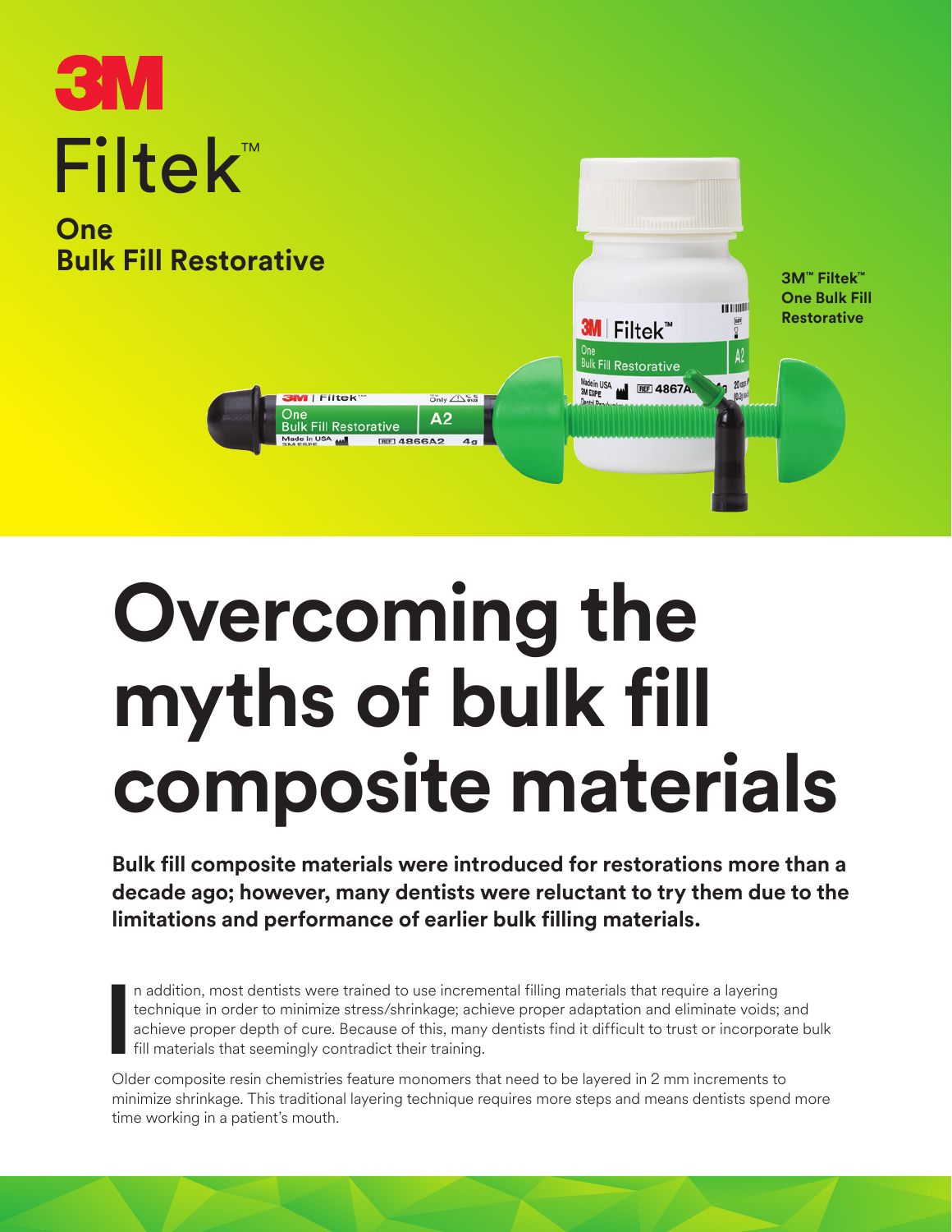3M

# Filtek™

## One Bulk Fill Restorative

3M™ Filtek™ One Bulk Fill Restorative

# Overcoming the myths of bulk fill composite materials

**Bulk fill composite materials were introduced for restorations more than a decade ago; however, many dentists were reluctant to try them due to the limitations and performance of earlier bulk filling materials.**

In addition, most dentists were trained to use incremental filling materials that require a layering technique in order to minimize stress/shrinkage; achieve proper adaptation and eliminate voids; and achieve proper depth of cure. Because of this, many dentists find it difficult to trust or incorporate bulk fill materials that seemingly contradict their training.

Older composite resin chemistries feature monomers that need to be layered in 2 mm increments to minimize shrinkage. This traditional layering technique requires more steps and means dentists spend more time working in a patient's mouth.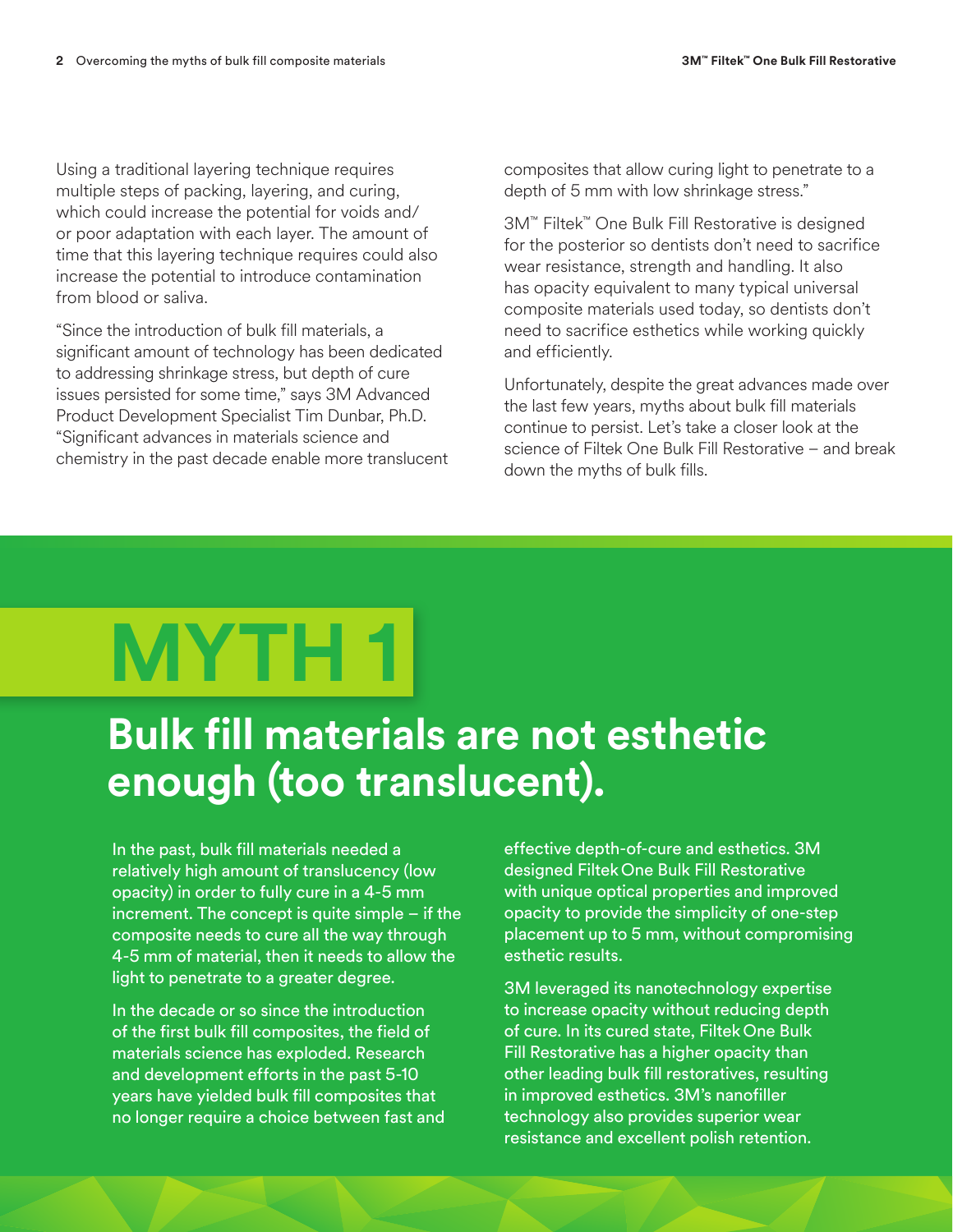Using a traditional layering technique requires multiple steps of packing, layering, and curing, which could increase the potential for voids and/or poor adaptation with each layer. The amount of time that this layering technique requires could also increase the potential to introduce contamination from blood or saliva.

"Since the introduction of bulk fill materials, a significant amount of technology has been dedicated to addressing shrinkage stress, but depth of cure issues persisted for some time," says 3M Advanced Product Development Specialist Tim Dunbar, Ph.D. "Significant advances in materials science and chemistry in the past decade enable more translucent composites that allow curing light to penetrate to a depth of 5 mm with low shrinkage stress."

3M™ Filtek™ One Bulk Fill Restorative is designed for the posterior so dentists don't need to sacrifice wear resistance, strength and handling. It also has opacity equivalent to many typical universal composite materials used today, so dentists don't need to sacrifice esthetics while working quickly and efficiently.

Unfortunately, despite the great advances made over the last few years, myths about bulk fill materials continue to persist. Let's take a closer look at the science of Filtek One Bulk Fill Restorative – and break down the myths of bulk fills.

# MYTH 1

## Bulk fill materials are not esthetic enough (too translucent).

In the past, bulk fill materials needed a relatively high amount of translucency (low opacity) in order to fully cure in a 4-5 mm increment. The concept is quite simple – if the composite needs to cure all the way through 4-5 mm of material, then it needs to allow the light to penetrate to a greater degree.

In the decade or so since the introduction of the first bulk fill composites, the field of materials science has exploded. Research and development efforts in the past 5-10 years have yielded bulk fill composites that no longer require a choice between fast and effective depth-of-cure and esthetics. 3M designed Filtek One Bulk Fill Restorative with unique optical properties and improved opacity to provide the simplicity of one-step placement up to 5 mm, without compromising esthetic results.

3M leveraged its nanotechnology expertise to increase opacity without reducing depth of cure. In its cured state, Filtek One Bulk Fill Restorative has a higher opacity than other leading bulk fill restoratives, resulting in improved esthetics. 3M's nanofiller technology also provides superior wear resistance and excellent polish retention.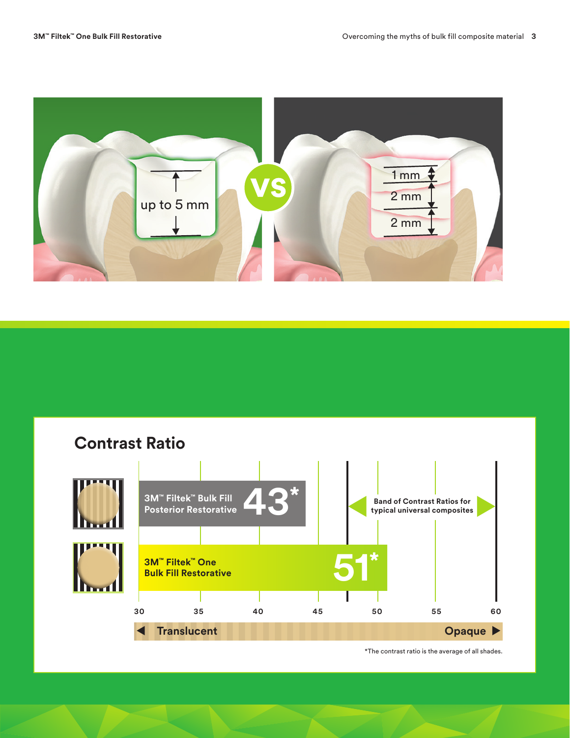up to 5 mm

VS

1 mm

2 mm

2 mm

## Contrast Ratio

3M™ Filtek™ Bulk Fill Posterior Restorative **43***

3M™ Filtek™ One Bulk Fill Restorative **51***

Band of Contrast Ratios for typical universal composites

30 35 40 45 50 55 60

◀ Translucent — Opaque ▶

*The contrast ratio is the average of all shades.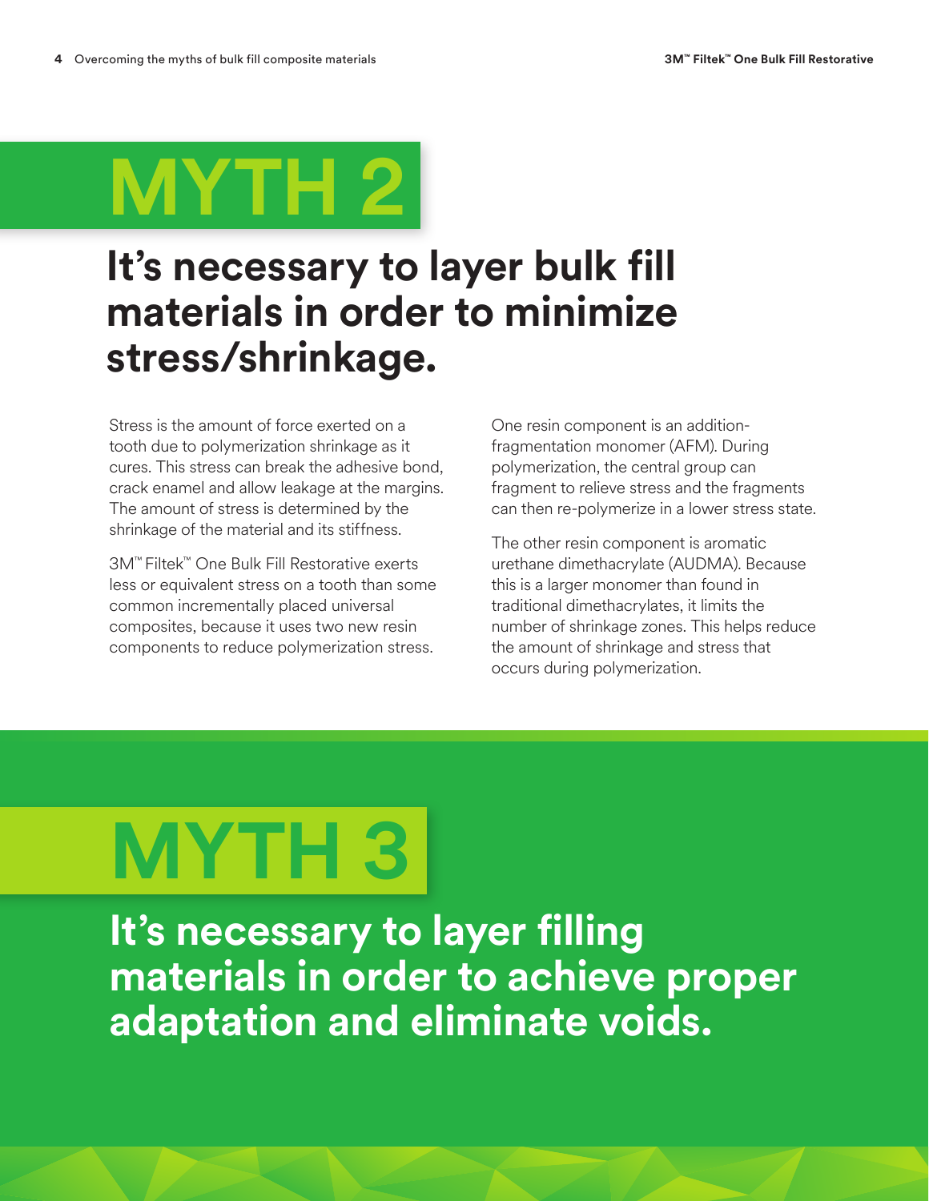# MYTH 2

## It's necessary to layer bulk fill materials in order to minimize stress/shrinkage.

Stress is the amount of force exerted on a tooth due to polymerization shrinkage as it cures. This stress can break the adhesive bond, crack enamel and allow leakage at the margins. The amount of stress is determined by the shrinkage of the material and its stiffness.

3M™ Filtek™ One Bulk Fill Restorative exerts less or equivalent stress on a tooth than some common incrementally placed universal composites, because it uses two new resin components to reduce polymerization stress.

One resin component is an addition-fragmentation monomer (AFM). During polymerization, the central group can fragment to relieve stress and the fragments can then re-polymerize in a lower stress state.

The other resin component is aromatic urethane dimethacrylate (AUDMA). Because this is a larger monomer than found in traditional dimethacrylates, it limits the number of shrinkage zones. This helps reduce the amount of shrinkage and stress that occurs during polymerization.

# MYTH 3

## It's necessary to layer filling materials in order to achieve proper adaptation and eliminate voids.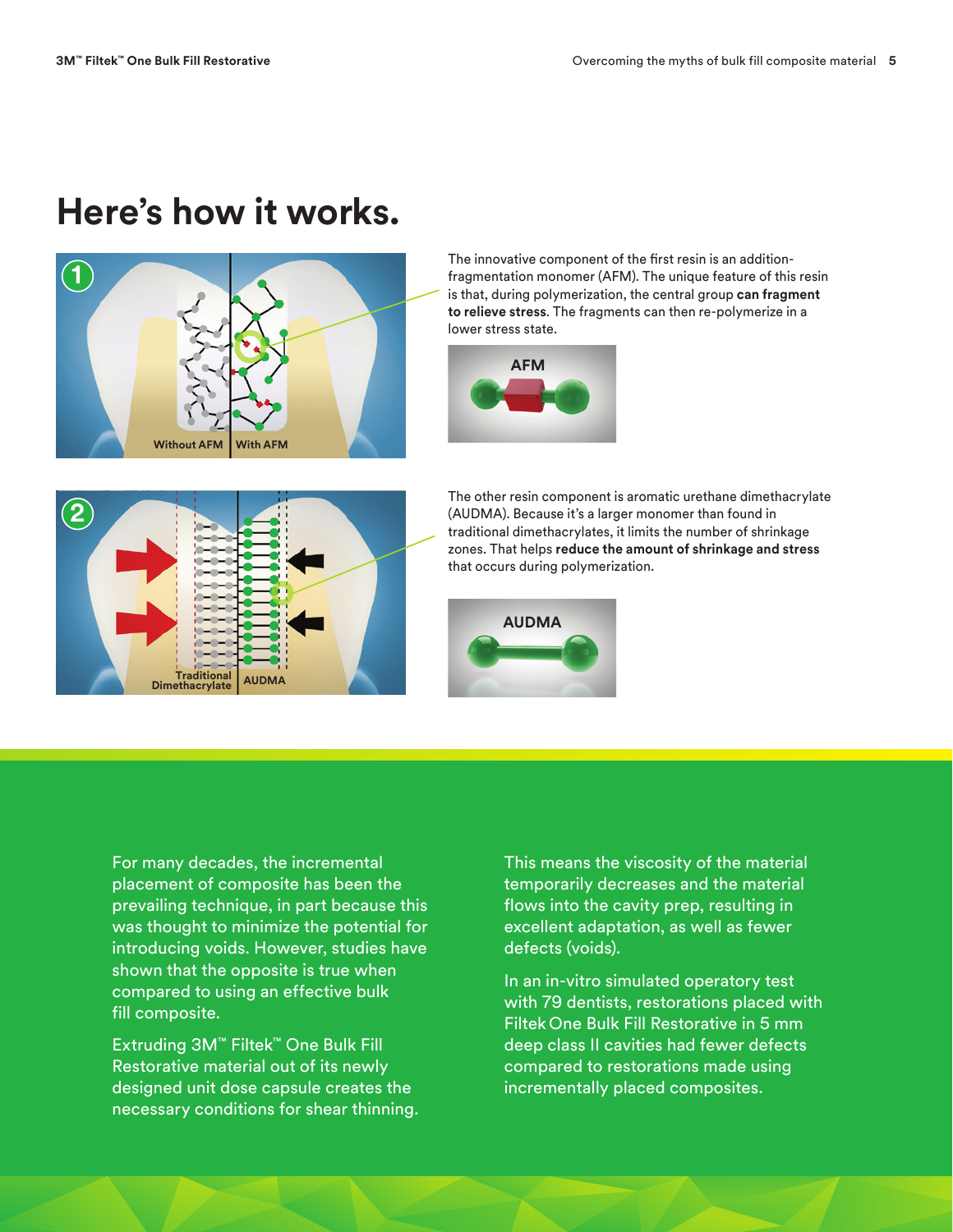# Here's how it works.

The innovative component of the first resin is an addition-fragmentation monomer (AFM). The unique feature of this resin is that, during polymerization, the central group **can fragment to relieve stress**. The fragments can then re-polymerize in a lower stress state.

The other resin component is aromatic urethane dimethacrylate (AUDMA). Because it's a larger monomer than found in traditional dimethacrylates, it limits the number of shrinkage zones. That helps **reduce the amount of shrinkage and stress** that occurs during polymerization.

For many decades, the incremental placement of composite has been the prevailing technique, in part because this was thought to minimize the potential for introducing voids. However, studies have shown that the opposite is true when compared to using an effective bulk fill composite.

Extruding 3M™ Filtek™ One Bulk Fill Restorative material out of its newly designed unit dose capsule creates the necessary conditions for shear thinning.

This means the viscosity of the material temporarily decreases and the material flows into the cavity prep, resulting in excellent adaptation, as well as fewer defects (voids).

In an in-vitro simulated operatory test with 79 dentists, restorations placed with Filtek One Bulk Fill Restorative in 5 mm deep class II cavities had fewer defects compared to restorations made using incrementally placed composites.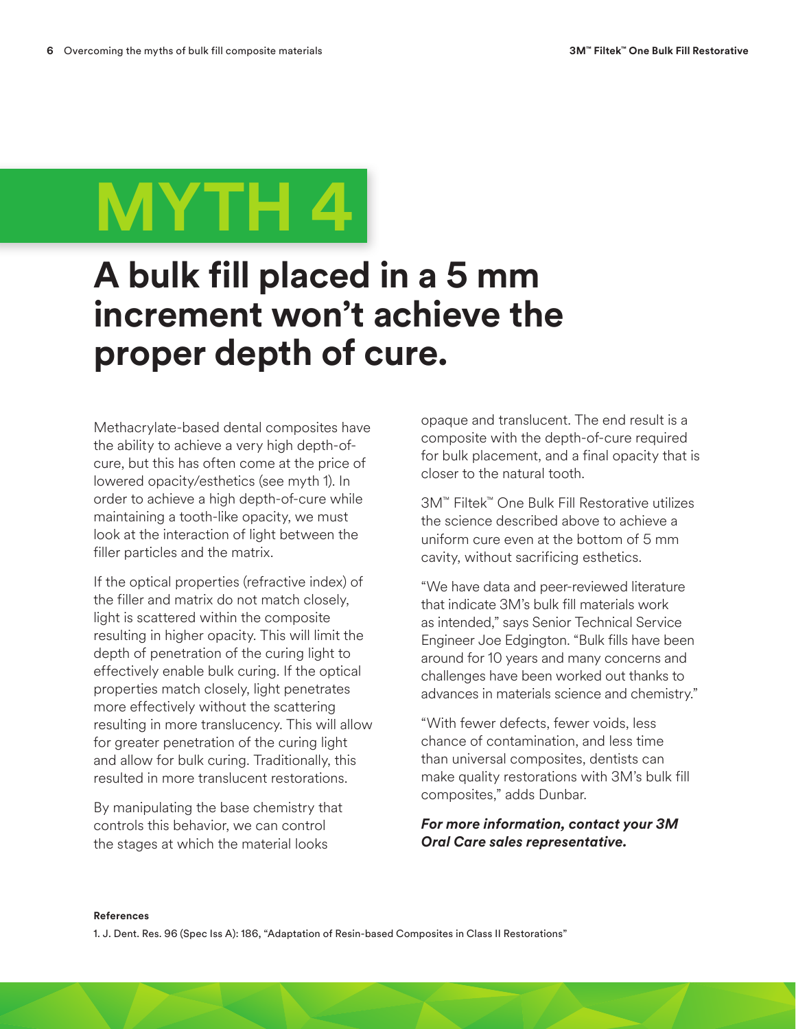# MYTH 4

## A bulk fill placed in a 5 mm increment won't achieve the proper depth of cure.

Methacrylate-based dental composites have the ability to achieve a very high depth-of-cure, but this has often come at the price of lowered opacity/esthetics (see myth 1). In order to achieve a high depth-of-cure while maintaining a tooth-like opacity, we must look at the interaction of light between the filler particles and the matrix.

If the optical properties (refractive index) of the filler and matrix do not match closely, light is scattered within the composite resulting in higher opacity. This will limit the depth of penetration of the curing light to effectively enable bulk curing. If the optical properties match closely, light penetrates more effectively without the scattering resulting in more translucency. This will allow for greater penetration of the curing light and allow for bulk curing. Traditionally, this resulted in more translucent restorations.

By manipulating the base chemistry that controls this behavior, we can control the stages at which the material looks opaque and translucent. The end result is a composite with the depth-of-cure required for bulk placement, and a final opacity that is closer to the natural tooth.

3M™ Filtek™ One Bulk Fill Restorative utilizes the science described above to achieve a uniform cure even at the bottom of 5 mm cavity, without sacrificing esthetics.

"We have data and peer-reviewed literature that indicate 3M's bulk fill materials work as intended," says Senior Technical Service Engineer Joe Edgington. "Bulk fills have been around for 10 years and many concerns and challenges have been worked out thanks to advances in materials science and chemistry."

"With fewer defects, fewer voids, less chance of contamination, and less time than universal composites, dentists can make quality restorations with 3M's bulk fill composites," adds Dunbar.

***For more information, contact your 3M Oral Care sales representative.***

**References**

1. J. Dent. Res. 96 (Spec Iss A): 186, "Adaptation of Resin-based Composites in Class II Restorations"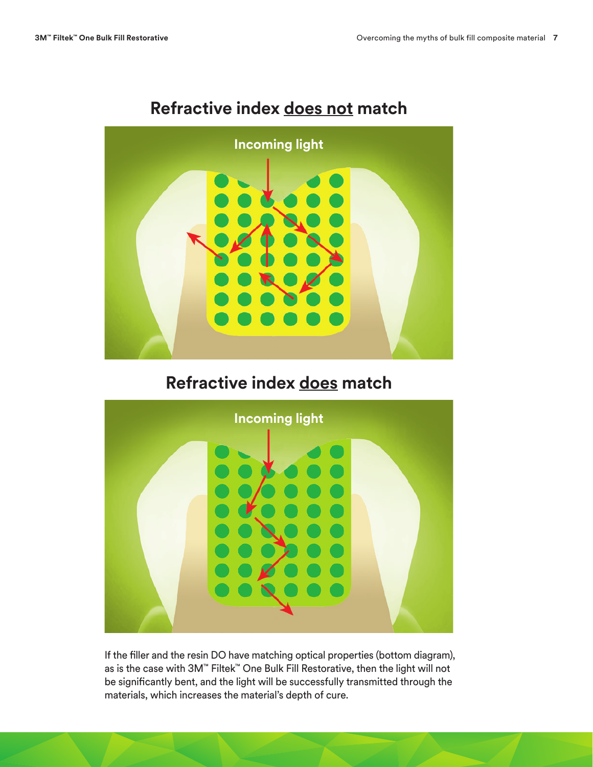## Refractive index does not match

Incoming light

## Refractive index does match

Incoming light

If the filler and the resin DO have matching optical properties (bottom diagram), as is the case with 3M™ Filtek™ One Bulk Fill Restorative, then the light will not be significantly bent, and the light will be successfully transmitted through the materials, which increases the material's depth of cure.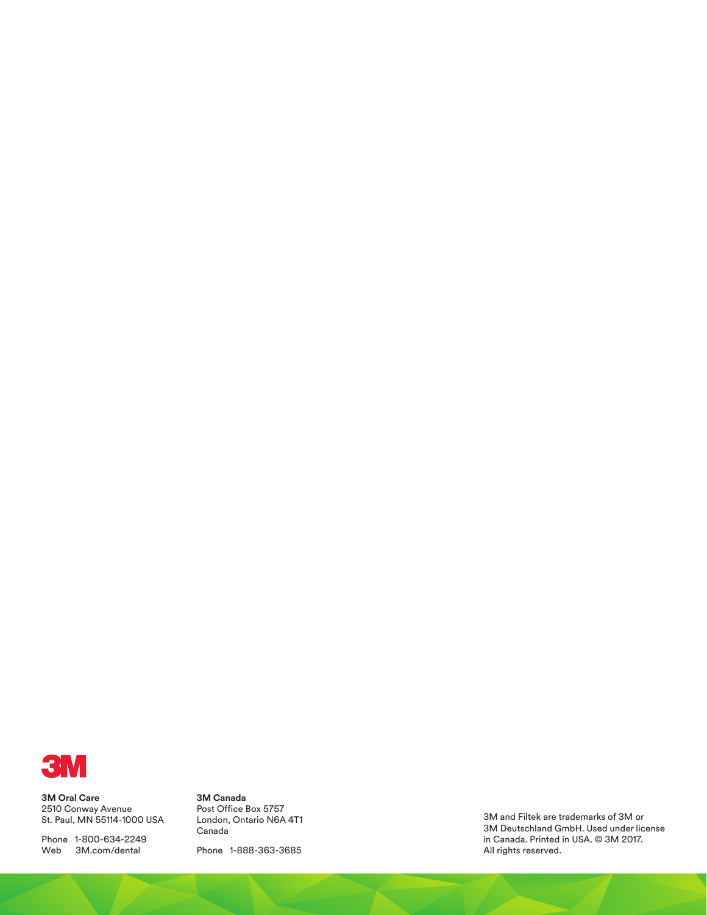3M

**3M Oral Care**
2510 Conway Avenue
St. Paul, MN 55114-1000 USA

Phone 1-800-634-2249
Web 3M.com/dental

**3M Canada**
Post Office Box 5757
London, Ontario N6A 4T1
Canada

Phone 1-888-363-3685

3M and Filtek are trademarks of 3M or 3M Deutschland GmbH. Used under license in Canada. Printed in USA. © 3M 2017. All rights reserved.